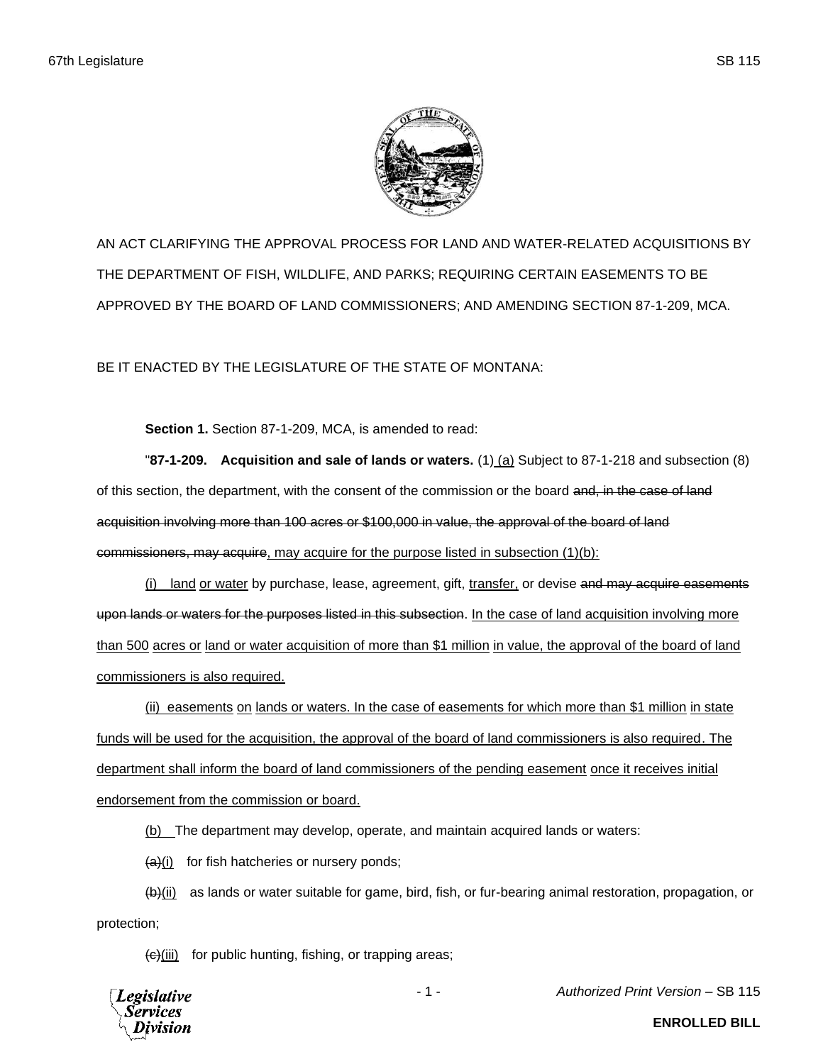AN ACT CLARIFYING THE APPROVAL PROCESS FOR LAND AND WATER-RELATED ACQUISITIONS BY THE DEPARTMENT OF FISH, WILDLIFE, AND PARKS; REQUIRING CERTAIN EASEMENTS TO BE APPROVED BY THE BOARD OF LAND COMMISSIONERS; AND AMENDING SECTION 87-1-209, MCA.

BE IT ENACTED BY THE LEGISLATURE OF THE STATE OF MONTANA:

**Section 1.** Section 87-1-209, MCA, is amended to read:

"**87-1-209. Acquisition and sale of lands or waters.** (1) (a) Subject to 87-1-218 and subsection (8) of this section, the department, with the consent of the commission or the board ~~and, in the case of land acquisition involving more than 100 acres or $100,000 in value, the approval of the board of land commissioners, may acquire~~, may acquire for the purpose listed in subsection (1)(b):

(i) land or water by purchase, lease, agreement, gift, transfer, or devise ~~and may acquire easements upon lands or waters for the purposes listed in this subsection~~. In the case of land acquisition involving more than 500 acres or land or water acquisition of more than $1 million in value, the approval of the board of land commissioners is also required.

(ii) easements on lands or waters. In the case of easements for which more than $1 million in state funds will be used for the acquisition, the approval of the board of land commissioners is also required. The department shall inform the board of land commissioners of the pending easement once it receives initial endorsement from the commission or board.

(b) The department may develop, operate, and maintain acquired lands or waters:

~~(a)~~(i) for fish hatcheries or nursery ponds;

~~(b)~~(ii) as lands or water suitable for game, bird, fish, or fur-bearing animal restoration, propagation, or protection;

~~(c)~~(iii) for public hunting, fishing, or trapping areas;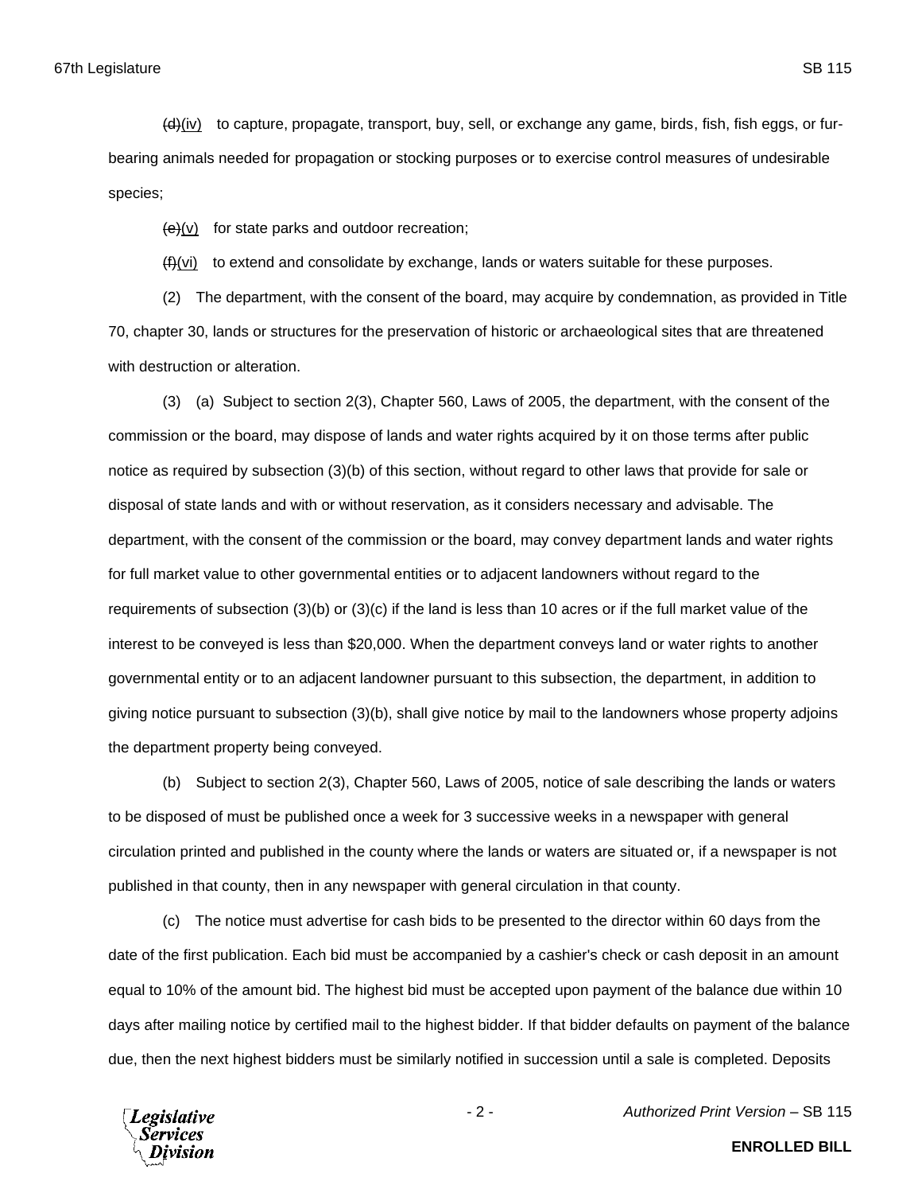~~(d)~~(iv) to capture, propagate, transport, buy, sell, or exchange any game, birds, fish, fish eggs, or fur-bearing animals needed for propagation or stocking purposes or to exercise control measures of undesirable species;

~~(e)~~(v) for state parks and outdoor recreation;

~~(f)~~(vi) to extend and consolidate by exchange, lands or waters suitable for these purposes.

(2) The department, with the consent of the board, may acquire by condemnation, as provided in Title 70, chapter 30, lands or structures for the preservation of historic or archaeological sites that are threatened with destruction or alteration.

(3) (a) Subject to section 2(3), Chapter 560, Laws of 2005, the department, with the consent of the commission or the board, may dispose of lands and water rights acquired by it on those terms after public notice as required by subsection (3)(b) of this section, without regard to other laws that provide for sale or disposal of state lands and with or without reservation, as it considers necessary and advisable. The department, with the consent of the commission or the board, may convey department lands and water rights for full market value to other governmental entities or to adjacent landowners without regard to the requirements of subsection (3)(b) or (3)(c) if the land is less than 10 acres or if the full market value of the interest to be conveyed is less than $20,000. When the department conveys land or water rights to another governmental entity or to an adjacent landowner pursuant to this subsection, the department, in addition to giving notice pursuant to subsection (3)(b), shall give notice by mail to the landowners whose property adjoins the department property being conveyed.

(b) Subject to section 2(3), Chapter 560, Laws of 2005, notice of sale describing the lands or waters to be disposed of must be published once a week for 3 successive weeks in a newspaper with general circulation printed and published in the county where the lands or waters are situated or, if a newspaper is not published in that county, then in any newspaper with general circulation in that county.

(c) The notice must advertise for cash bids to be presented to the director within 60 days from the date of the first publication. Each bid must be accompanied by a cashier's check or cash deposit in an amount equal to 10% of the amount bid. The highest bid must be accepted upon payment of the balance due within 10 days after mailing notice by certified mail to the highest bidder. If that bidder defaults on payment of the balance due, then the next highest bidders must be similarly notified in succession until a sale is completed. Deposits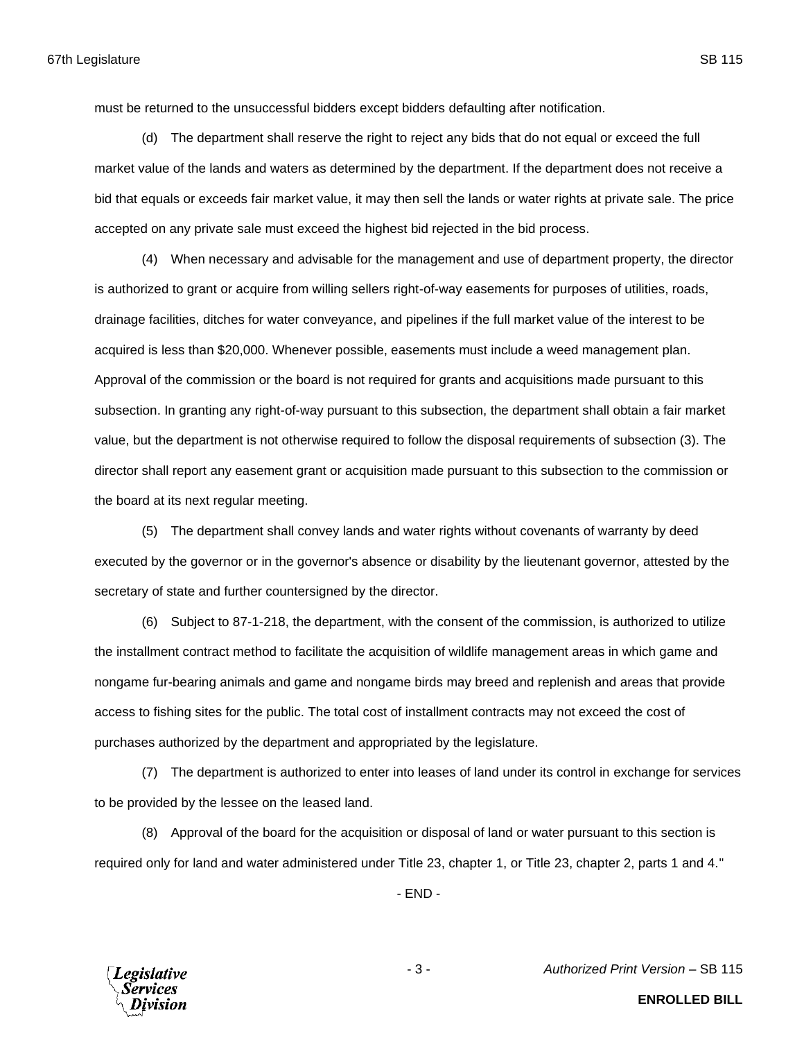must be returned to the unsuccessful bidders except bidders defaulting after notification.

(d) The department shall reserve the right to reject any bids that do not equal or exceed the full market value of the lands and waters as determined by the department. If the department does not receive a bid that equals or exceeds fair market value, it may then sell the lands or water rights at private sale. The price accepted on any private sale must exceed the highest bid rejected in the bid process.

(4) When necessary and advisable for the management and use of department property, the director is authorized to grant or acquire from willing sellers right-of-way easements for purposes of utilities, roads, drainage facilities, ditches for water conveyance, and pipelines if the full market value of the interest to be acquired is less than $20,000. Whenever possible, easements must include a weed management plan. Approval of the commission or the board is not required for grants and acquisitions made pursuant to this subsection. In granting any right-of-way pursuant to this subsection, the department shall obtain a fair market value, but the department is not otherwise required to follow the disposal requirements of subsection (3). The director shall report any easement grant or acquisition made pursuant to this subsection to the commission or the board at its next regular meeting.

(5) The department shall convey lands and water rights without covenants of warranty by deed executed by the governor or in the governor's absence or disability by the lieutenant governor, attested by the secretary of state and further countersigned by the director.

(6) Subject to 87-1-218, the department, with the consent of the commission, is authorized to utilize the installment contract method to facilitate the acquisition of wildlife management areas in which game and nongame fur-bearing animals and game and nongame birds may breed and replenish and areas that provide access to fishing sites for the public. The total cost of installment contracts may not exceed the cost of purchases authorized by the department and appropriated by the legislature.

(7) The department is authorized to enter into leases of land under its control in exchange for services to be provided by the lessee on the leased land.

(8) Approval of the board for the acquisition or disposal of land or water pursuant to this section is required only for land and water administered under Title 23, chapter 1, or Title 23, chapter 2, parts 1 and 4."

- END -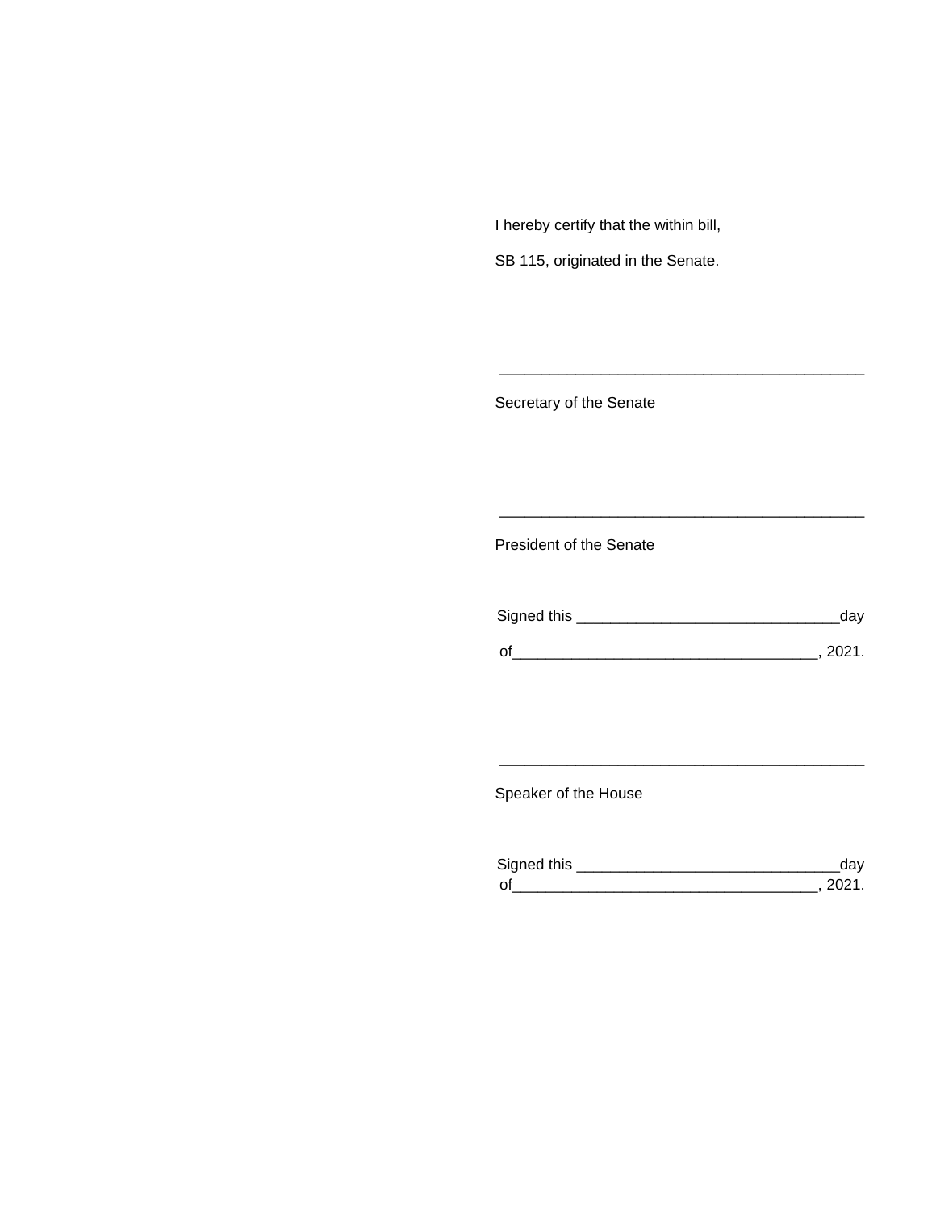I hereby certify that the within bill,

SB 115, originated in the Senate.

\_\_\_\_\_\_\_\_\_\_\_\_\_\_\_\_\_\_\_\_\_\_\_\_\_\_\_\_\_\_\_\_\_\_\_\_\_\_\_\_\_\_

Secretary of the Senate

\_\_\_\_\_\_\_\_\_\_\_\_\_\_\_\_\_\_\_\_\_\_\_\_\_\_\_\_\_\_\_\_\_\_\_\_\_\_\_\_\_\_

President of the Senate

Signed this \_\_\_\_\_\_\_\_\_\_\_\_\_\_\_\_\_\_\_\_\_\_\_\_\_\_\_\_\_\_day

of\_\_\_\_\_\_\_\_\_\_\_\_\_\_\_\_\_\_\_\_\_\_\_\_\_\_\_\_\_\_\_\_\_\_\_, 2021.

\_\_\_\_\_\_\_\_\_\_\_\_\_\_\_\_\_\_\_\_\_\_\_\_\_\_\_\_\_\_\_\_\_\_\_\_\_\_\_\_\_\_

Speaker of the House

Signed this \_\_\_\_\_\_\_\_\_\_\_\_\_\_\_\_\_\_\_\_\_\_\_\_\_\_\_\_\_\_day

of\_\_\_\_\_\_\_\_\_\_\_\_\_\_\_\_\_\_\_\_\_\_\_\_\_\_\_\_\_\_\_\_\_\_\_, 2021.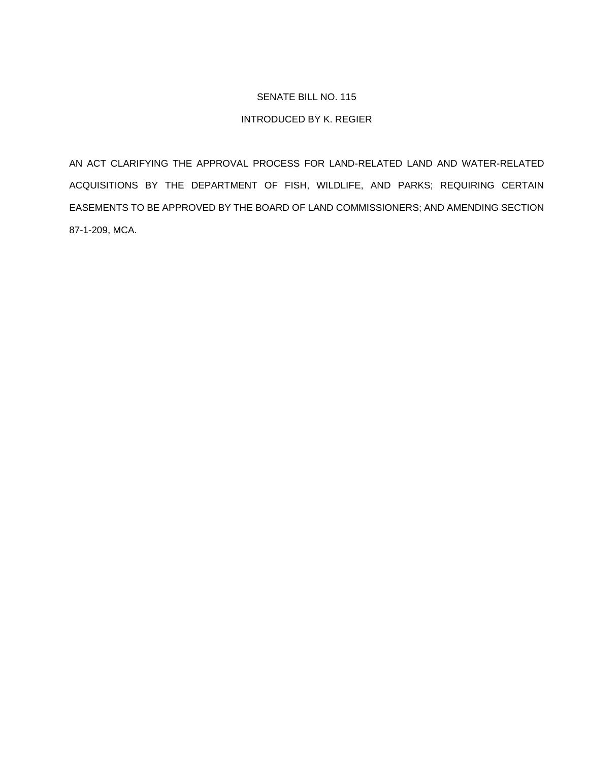SENATE BILL NO. 115

INTRODUCED BY K. REGIER

AN ACT CLARIFYING THE APPROVAL PROCESS FOR LAND-RELATED LAND AND WATER-RELATED ACQUISITIONS BY THE DEPARTMENT OF FISH, WILDLIFE, AND PARKS; REQUIRING CERTAIN EASEMENTS TO BE APPROVED BY THE BOARD OF LAND COMMISSIONERS; AND AMENDING SECTION 87-1-209, MCA.